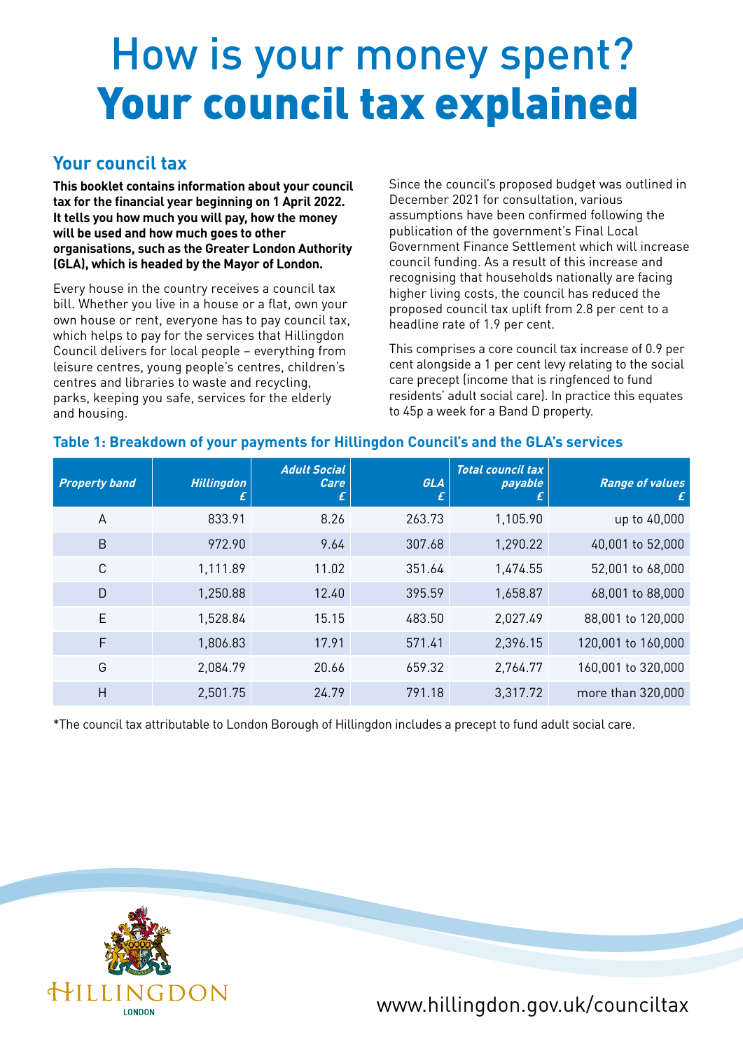# How is your money spent?
# Your council tax explained

## Your council tax

**This booklet contains information about your council tax for the financial year beginning on 1 April 2022. It tells you how much you will pay, how the money will be used and how much goes to other organisations, such as the Greater London Authority (GLA), which is headed by the Mayor of London.**

Every house in the country receives a council tax bill. Whether you live in a house or a flat, own your own house or rent, everyone has to pay council tax, which helps to pay for the services that Hillingdon Council delivers for local people – everything from leisure centres, young people's centres, children's centres and libraries to waste and recycling, parks, keeping you safe, services for the elderly and housing.

Since the council's proposed budget was outlined in December 2021 for consultation, various assumptions have been confirmed following the publication of the government's Final Local Government Finance Settlement which will increase council funding. As a result of this increase and recognising that households nationally are facing higher living costs, the council has reduced the proposed council tax uplift from 2.8 per cent to a headline rate of 1.9 per cent.

This comprises a core council tax increase of 0.9 per cent alongside a 1 per cent levy relating to the social care precept (income that is ringfenced to fund residents' adult social care). In practice this equates to 45p a week for a Band D property.

**Table 1: Breakdown of your payments for Hillingdon Council's and the GLA's services**

| Property band | Hillingdon £ | Adult Social Care £ | GLA £ | Total council tax payable £ | Range of values £ |
|---|---|---|---|---|---|
| A | 833.91 | 8.26 | 263.73 | 1,105.90 | up to 40,000 |
| B | 972.90 | 9.64 | 307.68 | 1,290.22 | 40,001 to 52,000 |
| C | 1,111.89 | 11.02 | 351.64 | 1,474.55 | 52,001 to 68,000 |
| D | 1,250.88 | 12.40 | 395.59 | 1,658.87 | 68,001 to 88,000 |
| E | 1,528.84 | 15.15 | 483.50 | 2,027.49 | 88,001 to 120,000 |
| F | 1,806.83 | 17.91 | 571.41 | 2,396.15 | 120,001 to 160,000 |
| G | 2,084.79 | 20.66 | 659.32 | 2,764.77 | 160,001 to 320,000 |
| H | 2,501.75 | 24.79 | 791.18 | 3,317.72 | more than 320,000 |

*The council tax attributable to London Borough of Hillingdon includes a precept to fund adult social care.

HILLINGDON
LONDON

www.hillingdon.gov.uk/counciltax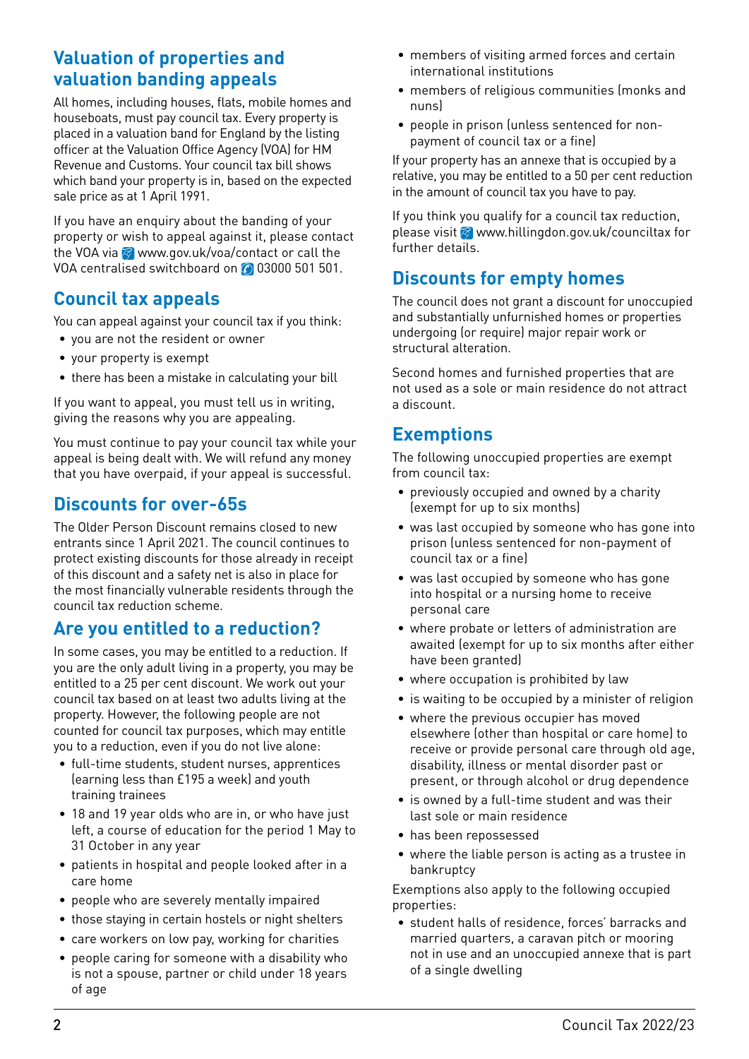## Valuation of properties and valuation banding appeals

All homes, including houses, flats, mobile homes and houseboats, must pay council tax. Every property is placed in a valuation band for England by the listing officer at the Valuation Office Agency (VOA) for HM Revenue and Customs. Your council tax bill shows which band your property is in, based on the expected sale price as at 1 April 1991.

If you have an enquiry about the banding of your property or wish to appeal against it, please contact the VOA via www.gov.uk/voa/contact or call the VOA centralised switchboard on 03000 501 501.

## Council tax appeals

You can appeal against your council tax if you think:

- you are not the resident or owner
- your property is exempt
- there has been a mistake in calculating your bill

If you want to appeal, you must tell us in writing, giving the reasons why you are appealing.

You must continue to pay your council tax while your appeal is being dealt with. We will refund any money that you have overpaid, if your appeal is successful.

## Discounts for over-65s

The Older Person Discount remains closed to new entrants since 1 April 2021. The council continues to protect existing discounts for those already in receipt of this discount and a safety net is also in place for the most financially vulnerable residents through the council tax reduction scheme.

## Are you entitled to a reduction?

In some cases, you may be entitled to a reduction. If you are the only adult living in a property, you may be entitled to a 25 per cent discount. We work out your council tax based on at least two adults living at the property. However, the following people are not counted for council tax purposes, which may entitle you to a reduction, even if you do not live alone:

- full-time students, student nurses, apprentices (earning less than £195 a week) and youth training trainees
- 18 and 19 year olds who are in, or who have just left, a course of education for the period 1 May to 31 October in any year
- patients in hospital and people looked after in a care home
- people who are severely mentally impaired
- those staying in certain hostels or night shelters
- care workers on low pay, working for charities
- people caring for someone with a disability who is not a spouse, partner or child under 18 years of age
- members of visiting armed forces and certain international institutions
- members of religious communities (monks and nuns)
- people in prison (unless sentenced for non-payment of council tax or a fine)

If your property has an annexe that is occupied by a relative, you may be entitled to a 50 per cent reduction in the amount of council tax you have to pay.

If you think you qualify for a council tax reduction, please visit www.hillingdon.gov.uk/counciltax for further details.

## Discounts for empty homes

The council does not grant a discount for unoccupied and substantially unfurnished homes or properties undergoing (or require) major repair work or structural alteration.

Second homes and furnished properties that are not used as a sole or main residence do not attract a discount.

## Exemptions

The following unoccupied properties are exempt from council tax:

- previously occupied and owned by a charity (exempt for up to six months)
- was last occupied by someone who has gone into prison (unless sentenced for non-payment of council tax or a fine)
- was last occupied by someone who has gone into hospital or a nursing home to receive personal care
- where probate or letters of administration are awaited (exempt for up to six months after either have been granted)
- where occupation is prohibited by law
- is waiting to be occupied by a minister of religion
- where the previous occupier has moved elsewhere (other than hospital or care home) to receive or provide personal care through old age, disability, illness or mental disorder past or present, or through alcohol or drug dependence
- is owned by a full-time student and was their last sole or main residence
- has been repossessed
- where the liable person is acting as a trustee in bankruptcy

Exemptions also apply to the following occupied properties:

- student halls of residence, forces' barracks and married quarters, a caravan pitch or mooring not in use and an unoccupied annexe that is part of a single dwelling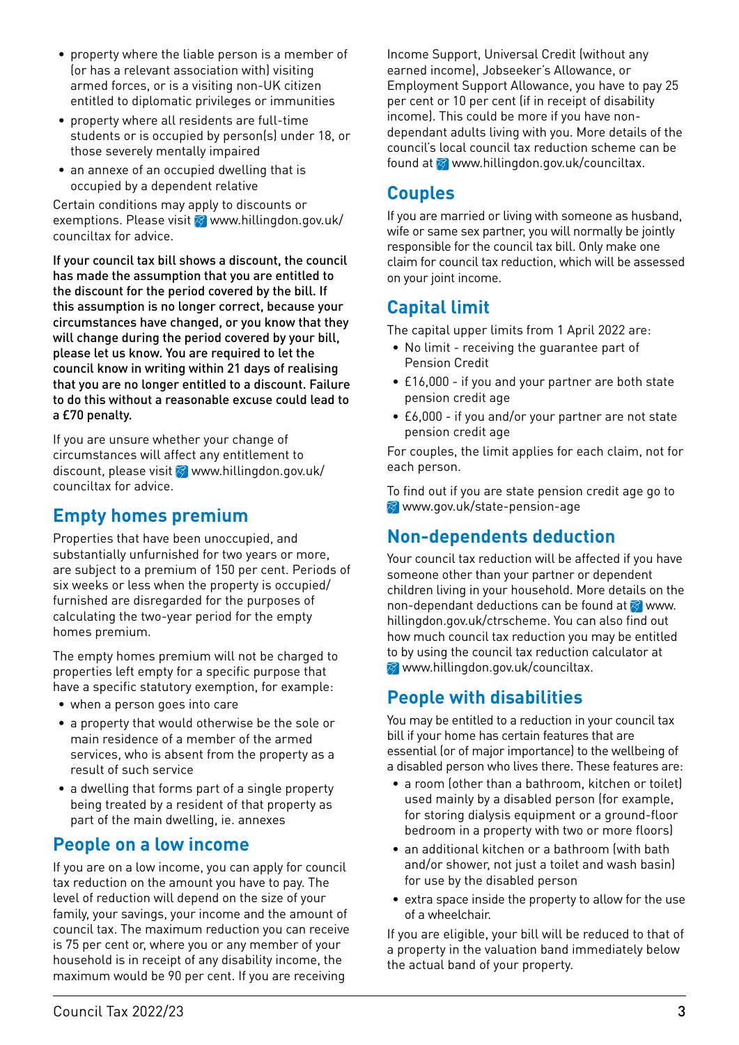- property where the liable person is a member of (or has a relevant association with) visiting armed forces, or is a visiting non-UK citizen entitled to diplomatic privileges or immunities
- property where all residents are full-time students or is occupied by person(s) under 18, or those severely mentally impaired
- an annexe of an occupied dwelling that is occupied by a dependent relative

Certain conditions may apply to discounts or exemptions. Please visit www.hillingdon.gov.uk/counciltax for advice.

**If your council tax bill shows a discount, the council has made the assumption that you are entitled to the discount for the period covered by the bill. If this assumption is no longer correct, because your circumstances have changed, or you know that they will change during the period covered by your bill, please let us know. You are required to let the council know in writing within 21 days of realising that you are no longer entitled to a discount. Failure to do this without a reasonable excuse could lead to a £70 penalty.**

If you are unsure whether your change of circumstances will affect any entitlement to discount, please visit www.hillingdon.gov.uk/counciltax for advice.

## Empty homes premium

Properties that have been unoccupied, and substantially unfurnished for two years or more, are subject to a premium of 150 per cent. Periods of six weeks or less when the property is occupied/furnished are disregarded for the purposes of calculating the two-year period for the empty homes premium.

The empty homes premium will not be charged to properties left empty for a specific purpose that have a specific statutory exemption, for example:

- when a person goes into care
- a property that would otherwise be the sole or main residence of a member of the armed services, who is absent from the property as a result of such service
- a dwelling that forms part of a single property being treated by a resident of that property as part of the main dwelling, ie. annexes

## People on a low income

If you are on a low income, you can apply for council tax reduction on the amount you have to pay. The level of reduction will depend on the size of your family, your savings, your income and the amount of council tax. The maximum reduction you can receive is 75 per cent or, where you or any member of your household is in receipt of any disability income, the maximum would be 90 per cent. If you are receiving Income Support, Universal Credit (without any earned income), Jobseeker's Allowance, or Employment Support Allowance, you have to pay 25 per cent or 10 per cent (if in receipt of disability income). This could be more if you have non-dependant adults living with you. More details of the council's local council tax reduction scheme can be found at www.hillingdon.gov.uk/counciltax.

## Couples

If you are married or living with someone as husband, wife or same sex partner, you will normally be jointly responsible for the council tax bill. Only make one claim for council tax reduction, which will be assessed on your joint income.

## Capital limit

The capital upper limits from 1 April 2022 are:

- No limit - receiving the guarantee part of Pension Credit
- £16,000 - if you and your partner are both state pension credit age
- £6,000 - if you and/or your partner are not state pension credit age

For couples, the limit applies for each claim, not for each person.

To find out if you are state pension credit age go to www.gov.uk/state-pension-age

## Non-dependents deduction

Your council tax reduction will be affected if you have someone other than your partner or dependent children living in your household. More details on the non-dependant deductions can be found at www.hillingdon.gov.uk/ctrscheme. You can also find out how much council tax reduction you may be entitled to by using the council tax reduction calculator at www.hillingdon.gov.uk/counciltax.

## People with disabilities

You may be entitled to a reduction in your council tax bill if your home has certain features that are essential (or of major importance) to the wellbeing of a disabled person who lives there. These features are:

- a room (other than a bathroom, kitchen or toilet) used mainly by a disabled person (for example, for storing dialysis equipment or a ground-floor bedroom in a property with two or more floors)
- an additional kitchen or a bathroom (with bath and/or shower, not just a toilet and wash basin) for use by the disabled person
- extra space inside the property to allow for the use of a wheelchair.

If you are eligible, your bill will be reduced to that of a property in the valuation band immediately below the actual band of your property.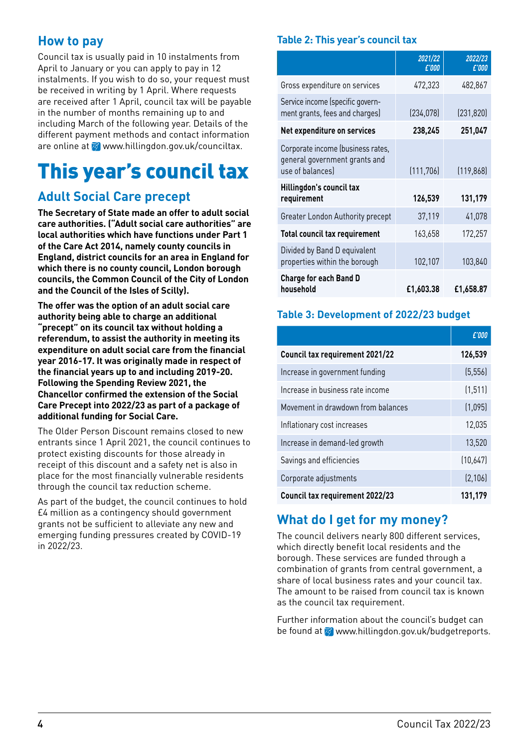## How to pay

Council tax is usually paid in 10 instalments from April to January or you can apply to pay in 12 instalments. If you wish to do so, your request must be received in writing by 1 April. Where requests are received after 1 April, council tax will be payable in the number of months remaining up to and including March of the following year. Details of the different payment methods and contact information are online at www.hillingdon.gov.uk/counciltax.

# This year's council tax

## Adult Social Care precept

**The Secretary of State made an offer to adult social care authorities. ("Adult social care authorities" are local authorities which have functions under Part 1 of the Care Act 2014, namely county councils in England, district councils for an area in England for which there is no county council, London borough councils, the Common Council of the City of London and the Council of the Isles of Scilly).**

**The offer was the option of an adult social care authority being able to charge an additional "precept" on its council tax without holding a referendum, to assist the authority in meeting its expenditure on adult social care from the financial year 2016-17. It was originally made in respect of the financial years up to and including 2019-20. Following the Spending Review 2021, the Chancellor confirmed the extension of the Social Care Precept into 2022/23 as part of a package of additional funding for Social Care.**

The Older Person Discount remains closed to new entrants since 1 April 2021, the council continues to protect existing discounts for those already in receipt of this discount and a safety net is also in place for the most financially vulnerable residents through the council tax reduction scheme.

As part of the budget, the council continues to hold £4 million as a contingency should government grants not be sufficient to alleviate any new and emerging funding pressures created by COVID-19 in 2022/23.

### Table 2: This year's council tax

| | *2021/22 £'000* | *2022/23 £'000* |
|---|---|---|
| Gross expenditure on services | 472,323 | 482,867 |
| Service income (specific government grants, fees and charges) | (234,078) | (231,820) |
| **Net expenditure on services** | **238,245** | **251,047** |
| Corporate income (business rates, general government grants and use of balances) | (111,706) | (119,868) |
| **Hillingdon's council tax requirement** | **126,539** | **131,179** |
| Greater London Authority precept | 37,119 | 41,078 |
| **Total council tax requirement** | 163,658 | 172,257 |
| Divided by Band D equivalent properties within the borough | 102,107 | 103,840 |
| **Charge for each Band D household** | **£1,603.38** | **£1,658.87** |

### Table 3: Development of 2022/23 budget

| | *£'000* |
|---|---|
| **Council tax requirement 2021/22** | **126,539** |
| Increase in government funding | (5,556) |
| Increase in business rate income | (1,511) |
| Movement in drawdown from balances | (1,095) |
| Inflationary cost increases | 12,035 |
| Increase in demand-led growth | 13,520 |
| Savings and efficiencies | (10,647) |
| Corporate adjustments | (2,106) |
| **Council tax requirement 2022/23** | **131,179** |

## What do I get for my money?

The council delivers nearly 800 different services, which directly benefit local residents and the borough. These services are funded through a combination of grants from central government, a share of local business rates and your council tax. The amount to be raised from council tax is known as the council tax requirement.

Further information about the council's budget can be found at www.hillingdon.gov.uk/budgetreports.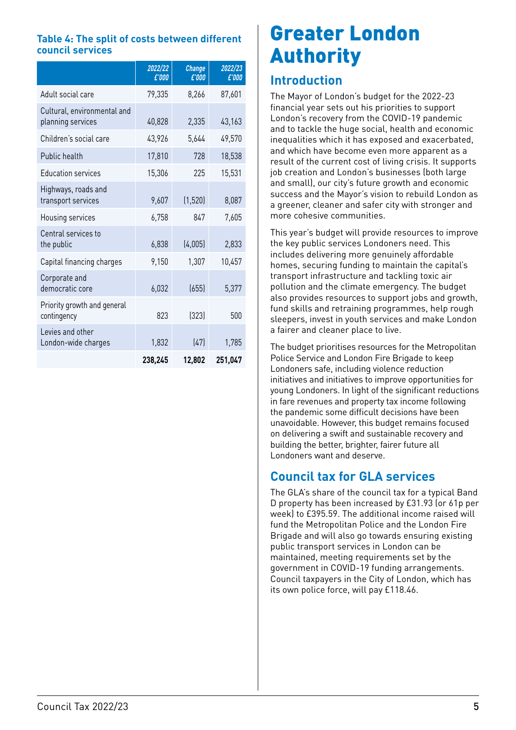**Table 4: The split of costs between different council services**

| | 2022/22 £'000 | Change £'000 | 2022/23 £'000 |
|---|---|---|---|
| Adult social care | 79,335 | 8,266 | 87,601 |
| Cultural, environmental and planning services | 40,828 | 2,335 | 43,163 |
| Children's social care | 43,926 | 5,644 | 49,570 |
| Public health | 17,810 | 728 | 18,538 |
| Education services | 15,306 | 225 | 15,531 |
| Highways, roads and transport services | 9,607 | (1,520) | 8,087 |
| Housing services | 6,758 | 847 | 7,605 |
| Central services to the public | 6,838 | (4,005) | 2,833 |
| Capital financing charges | 9,150 | 1,307 | 10,457 |
| Corporate and democratic core | 6,032 | (655) | 5,377 |
| Priority growth and general contingency | 823 | (323) | 500 |
| Levies and other London-wide charges | 1,832 | (47) | 1,785 |
| | **238,245** | **12,802** | **251,047** |

# Greater London Authority

## Introduction

The Mayor of London's budget for the 2022-23 financial year sets out his priorities to support London's recovery from the COVID-19 pandemic and to tackle the huge social, health and economic inequalities which it has exposed and exacerbated, and which have become even more apparent as a result of the current cost of living crisis. It supports job creation and London's businesses (both large and small), our city's future growth and economic success and the Mayor's vision to rebuild London as a greener, cleaner and safer city with stronger and more cohesive communities.

This year's budget will provide resources to improve the key public services Londoners need. This includes delivering more genuinely affordable homes, securing funding to maintain the capital's transport infrastructure and tackling toxic air pollution and the climate emergency. The budget also provides resources to support jobs and growth, fund skills and retraining programmes, help rough sleepers, invest in youth services and make London a fairer and cleaner place to live.

The budget prioritises resources for the Metropolitan Police Service and London Fire Brigade to keep Londoners safe, including violence reduction initiatives and initiatives to improve opportunities for young Londoners. In light of the significant reductions in fare revenues and property tax income following the pandemic some difficult decisions have been unavoidable. However, this budget remains focused on delivering a swift and sustainable recovery and building the better, brighter, fairer future all Londoners want and deserve.

## Council tax for GLA services

The GLA's share of the council tax for a typical Band D property has been increased by £31.93 (or 61p per week) to £395.59. The additional income raised will fund the Metropolitan Police and the London Fire Brigade and will also go towards ensuring existing public transport services in London can be maintained, meeting requirements set by the government in COVID-19 funding arrangements. Council taxpayers in the City of London, which has its own police force, will pay £118.46.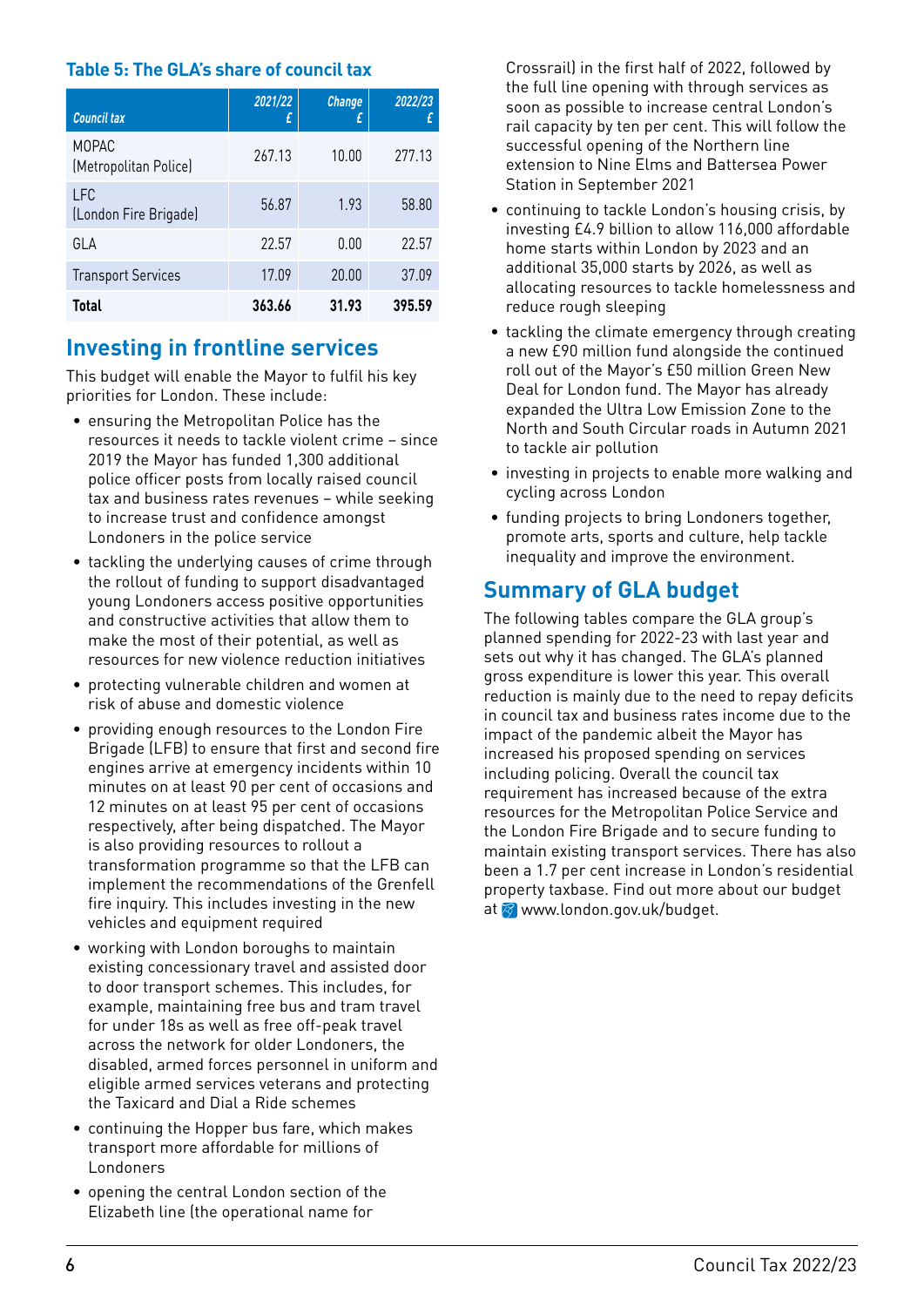**Table 5: The GLA's share of council tax**

| *Council tax* | *2021/22 £* | *Change £* | *2022/23 £* |
|---|---|---|---|
| MOPAC (Metropolitan Police) | 267.13 | 10.00 | 277.13 |
| LFC (London Fire Brigade) | 56.87 | 1.93 | 58.80 |
| GLA | 22.57 | 0.00 | 22.57 |
| Transport Services | 17.09 | 20.00 | 37.09 |
| **Total** | **363.66** | **31.93** | **395.59** |

## Investing in frontline services

This budget will enable the Mayor to fulfil his key priorities for London. These include:

- ensuring the Metropolitan Police has the resources it needs to tackle violent crime – since 2019 the Mayor has funded 1,300 additional police officer posts from locally raised council tax and business rates revenues – while seeking to increase trust and confidence amongst Londoners in the police service
- tackling the underlying causes of crime through the rollout of funding to support disadvantaged young Londoners access positive opportunities and constructive activities that allow them to make the most of their potential, as well as resources for new violence reduction initiatives
- protecting vulnerable children and women at risk of abuse and domestic violence
- providing enough resources to the London Fire Brigade (LFB) to ensure that first and second fire engines arrive at emergency incidents within 10 minutes on at least 90 per cent of occasions and 12 minutes on at least 95 per cent of occasions respectively, after being dispatched. The Mayor is also providing resources to rollout a transformation programme so that the LFB can implement the recommendations of the Grenfell fire inquiry. This includes investing in the new vehicles and equipment required
- working with London boroughs to maintain existing concessionary travel and assisted door to door transport schemes. This includes, for example, maintaining free bus and tram travel for under 18s as well as free off-peak travel across the network for older Londoners, the disabled, armed forces personnel in uniform and eligible armed services veterans and protecting the Taxicard and Dial a Ride schemes
- continuing the Hopper bus fare, which makes transport more affordable for millions of Londoners
- opening the central London section of the Elizabeth line (the operational name for Crossrail) in the first half of 2022, followed by the full line opening with through services as soon as possible to increase central London's rail capacity by ten per cent. This will follow the successful opening of the Northern line extension to Nine Elms and Battersea Power Station in September 2021
- continuing to tackle London's housing crisis, by investing £4.9 billion to allow 116,000 affordable home starts within London by 2023 and an additional 35,000 starts by 2026, as well as allocating resources to tackle homelessness and reduce rough sleeping
- tackling the climate emergency through creating a new £90 million fund alongside the continued roll out of the Mayor's £50 million Green New Deal for London fund. The Mayor has already expanded the Ultra Low Emission Zone to the North and South Circular roads in Autumn 2021 to tackle air pollution
- investing in projects to enable more walking and cycling across London
- funding projects to bring Londoners together, promote arts, sports and culture, help tackle inequality and improve the environment.

## Summary of GLA budget

The following tables compare the GLA group's planned spending for 2022-23 with last year and sets out why it has changed. The GLA's planned gross expenditure is lower this year. This overall reduction is mainly due to the need to repay deficits in council tax and business rates income due to the impact of the pandemic albeit the Mayor has increased his proposed spending on services including policing. Overall the council tax requirement has increased because of the extra resources for the Metropolitan Police Service and the London Fire Brigade and to secure funding to maintain existing transport services. There has also been a 1.7 per cent increase in London's residential property taxbase. Find out more about our budget at www.london.gov.uk/budget.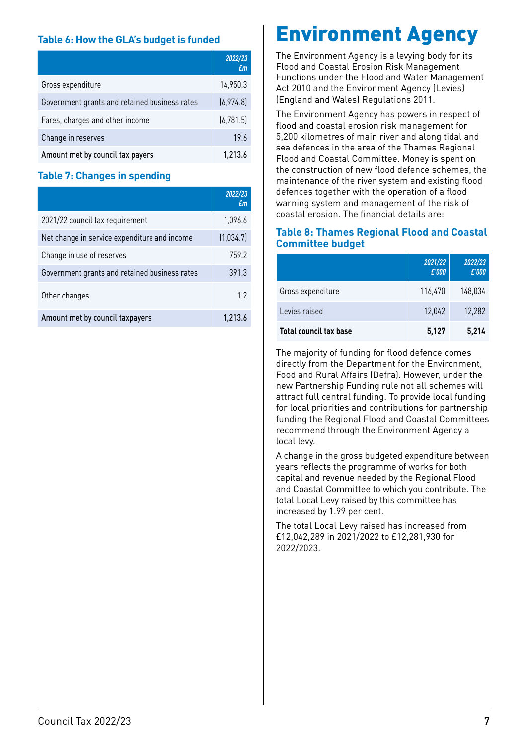### Table 6: How the GLA's budget is funded

| | *2022/23 £m* |
|---|---|
| Gross expenditure | 14,950.3 |
| Government grants and retained business rates | (6,974.8) |
| Fares, charges and other income | (6,781.5) |
| Change in reserves | 19.6 |
| **Amount met by council tax payers** | **1,213.6** |

### Table 7: Changes in spending

| | *2022/23 £m* |
|---|---|
| 2021/22 council tax requirement | 1,096.6 |
| Net change in service expenditure and income | (1,034.7) |
| Change in use of reserves | 759.2 |
| Government grants and retained business rates | 391.3 |
| Other changes | 1.2 |
| **Amount met by council taxpayers** | **1,213.6** |

# Environment Agency

The Environment Agency is a levying body for its Flood and Coastal Erosion Risk Management Functions under the Flood and Water Management Act 2010 and the Environment Agency (Levies) (England and Wales) Regulations 2011.

The Environment Agency has powers in respect of flood and coastal erosion risk management for 5,200 kilometres of main river and along tidal and sea defences in the area of the Thames Regional Flood and Coastal Committee. Money is spent on the construction of new flood defence schemes, the maintenance of the river system and existing flood defences together with the operation of a flood warning system and management of the risk of coastal erosion. The financial details are:

### Table 8: Thames Regional Flood and Coastal Committee budget

| | *2021/22 £'000* | *2022/23 £'000* |
|---|---|---|
| Gross expenditure | 116,470 | 148,034 |
| Levies raised | 12,042 | 12,282 |
| **Total council tax base** | **5,127** | **5,214** |

The majority of funding for flood defence comes directly from the Department for the Environment, Food and Rural Affairs (Defra). However, under the new Partnership Funding rule not all schemes will attract full central funding. To provide local funding for local priorities and contributions for partnership funding the Regional Flood and Coastal Committees recommend through the Environment Agency a local levy.

A change in the gross budgeted expenditure between years reflects the programme of works for both capital and revenue needed by the Regional Flood and Coastal Committee to which you contribute. The total Local Levy raised by this committee has increased by 1.99 per cent.

The total Local Levy raised has increased from £12,042,289 in 2021/2022 to £12,281,930 for 2022/2023.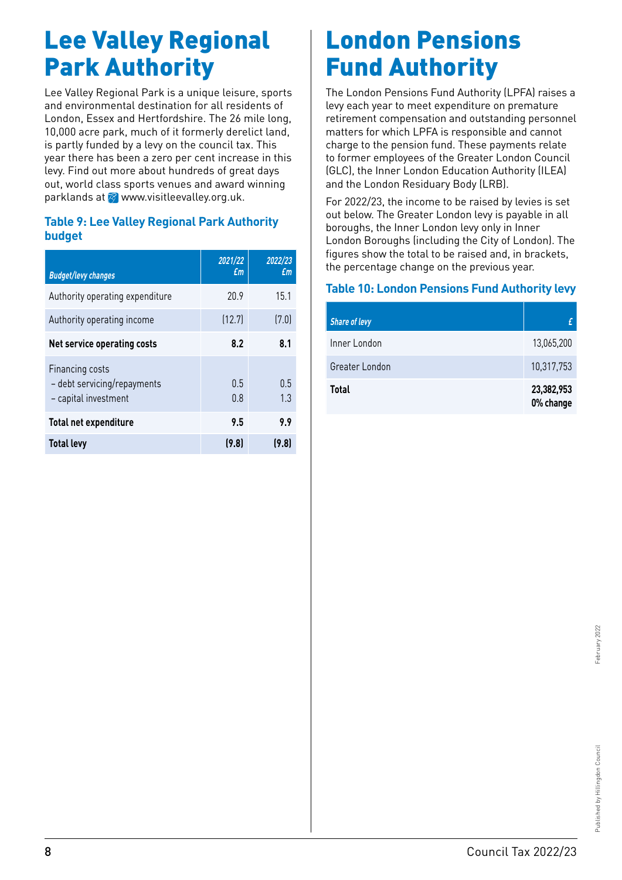# Lee Valley Regional Park Authority

Lee Valley Regional Park is a unique leisure, sports and environmental destination for all residents of London, Essex and Hertfordshire. The 26 mile long, 10,000 acre park, much of it formerly derelict land, is partly funded by a levy on the council tax. This year there has been a zero per cent increase in this levy. Find out more about hundreds of great days out, world class sports venues and award winning parklands at www.visitleevalley.org.uk.

### Table 9: Lee Valley Regional Park Authority budget

| *Budget/levy changes* | *2021/22 £m* | *2022/23 £m* |
|---|---|---|
| Authority operating expenditure | 20.9 | 15.1 |
| Authority operating income | (12.7) | (7.0) |
| **Net service operating costs** | **8.2** | **8.1** |
| Financing costs<br>– debt servicing/repayments<br>– capital investment | <br>0.5<br>0.8 | <br>0.5<br>1.3 |
| **Total net expenditure** | **9.5** | **9.9** |
| **Total levy** | **(9.8)** | **(9.8)** |

# London Pensions Fund Authority

The London Pensions Fund Authority (LPFA) raises a levy each year to meet expenditure on premature retirement compensation and outstanding personnel matters for which LPFA is responsible and cannot charge to the pension fund. These payments relate to former employees of the Greater London Council (GLC), the Inner London Education Authority (ILEA) and the London Residuary Body (LRB).

For 2022/23, the income to be raised by levies is set out below. The Greater London levy is payable in all boroughs, the Inner London levy only in Inner London Boroughs (including the City of London). The figures show the total to be raised and, in brackets, the percentage change on the previous year.

### Table 10: London Pensions Fund Authority levy

| *Share of levy* | *£* |
|---|---|
| Inner London | 13,065,200 |
| Greater London | 10,317,753 |
| **Total** | **23,382,953<br>0% change** |